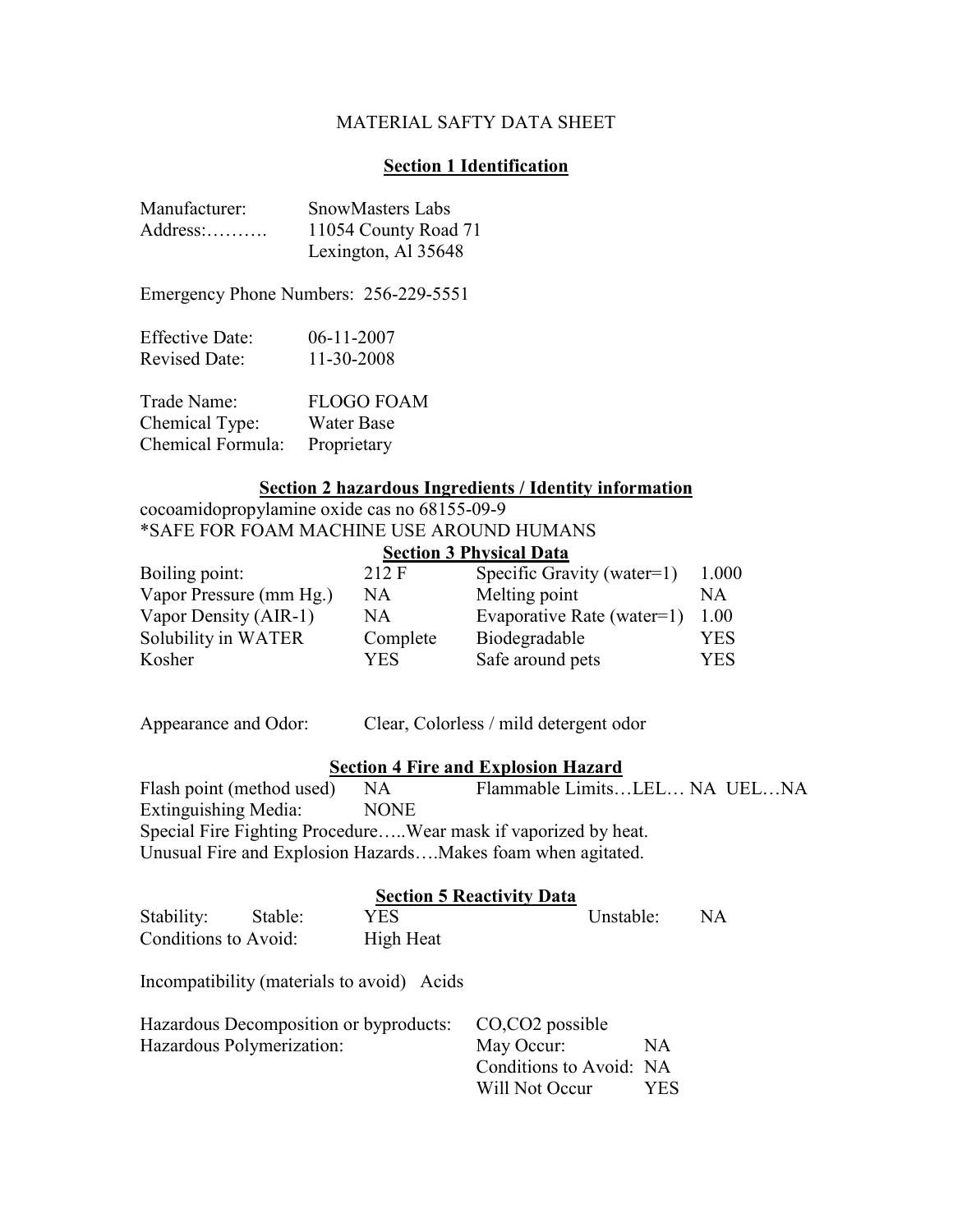# MATERIAL SAFTY DATA SHEET

## Section 1 Identification

| | |
|---|---|
| Manufacturer: | SnowMasters Labs |
| Address:………. | 11054 County Road 71<br>Lexington, Al 35648 |

Emergency Phone Numbers: 256-229-5551

| | |
|---|---|
| Effective Date: | 06-11-2007 |
| Revised Date: | 11-30-2008 |

| | |
|---|---|
| Trade Name: | FLOGO FOAM |
| Chemical Type: | Water Base |
| Chemical Formula: | Proprietary |

## Section 2 hazardous Ingredients / Identity information

cocoamidopropylamine oxide cas no 68155-09-9

*SAFE FOR FOAM MACHINE USE AROUND HUMANS

## Section 3 Physical Data

| | | | |
|---|---|---|---|
| Boiling point: | 212 F | Specific Gravity (water=1) | 1.000 |
| Vapor Pressure (mm Hg.) | NA | Melting point | NA |
| Vapor Density (AIR-1) | NA | Evaporative Rate (water=1) | 1.00 |
| Solubility in WATER | Complete | Biodegradable | YES |
| Kosher | YES | Safe around pets | YES |

Appearance and Odor: Clear, Colorless / mild detergent odor

## Section 4 Fire and Explosion Hazard

Flash point (method used) NA Flammable Limits…LEL… NA UEL…NA

Extinguishing Media: NONE

Special Fire Fighting Procedure…..Wear mask if vaporized by heat.

Unusual Fire and Explosion Hazards….Makes foam when agitated.

## Section 5 Reactivity Data

| | | | | |
|---|---|---|---|---|
| Stability: | Stable: | YES | Unstable: | NA |
| Conditions to Avoid: | | High Heat | | |

Incompatibility (materials to avoid) Acids

| | | |
|---|---|---|
| Hazardous Decomposition or byproducts: | $CO$,$CO_2$ possible | |
| Hazardous Polymerization: | May Occur: | NA |
| | Conditions to Avoid: | NA |
| | Will Not Occur | YES |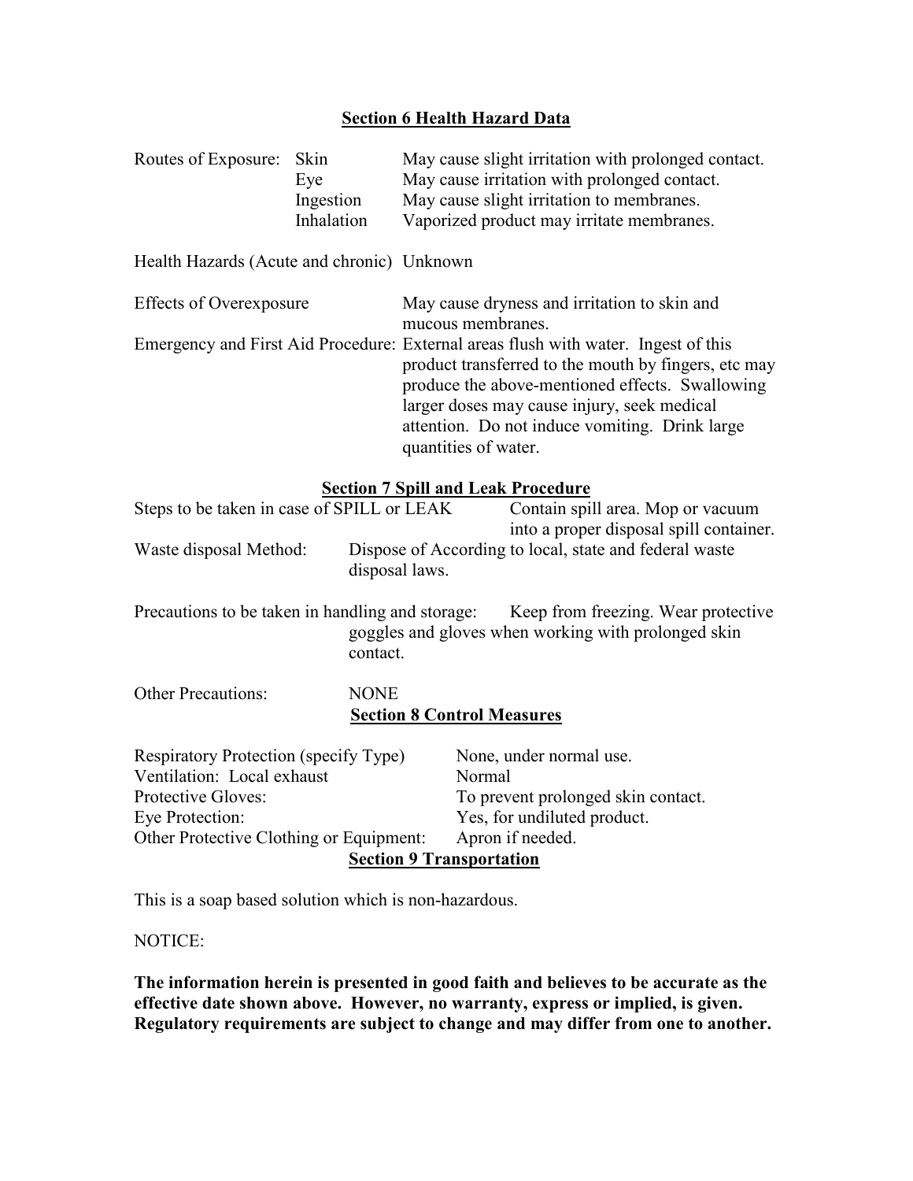## Section 6 Health Hazard Data

| Routes of Exposure: | | |
|---|---|---|
| | Skin | May cause slight irritation with prolonged contact. |
| | Eye | May cause irritation with prolonged contact. |
| | Ingestion | May cause slight irritation to membranes. |
| | Inhalation | Vaporized product may irritate membranes. |

Health Hazards (Acute and chronic) Unknown

Effects of Overexposure: May cause dryness and irritation to skin and mucous membranes.

Emergency and First Aid Procedure: External areas flush with water. Ingest of this product transferred to the mouth by fingers, etc may produce the above-mentioned effects. Swallowing larger doses may cause injury, seek medical attention. Do not induce vomiting. Drink large quantities of water.

## Section 7 Spill and Leak Procedure

Steps to be taken in case of SPILL or LEAK: Contain spill area. Mop or vacuum into a proper disposal spill container.

Waste disposal Method: Dispose of According to local, state and federal waste disposal laws.

Precautions to be taken in handling and storage: Keep from freezing. Wear protective goggles and gloves when working with prolonged skin contact.

Other Precautions: NONE

## Section 8 Control Measures

| | |
|---|---|
| Respiratory Protection (specify Type) | None, under normal use. |
| Ventilation: Local exhaust | Normal |
| Protective Gloves: | To prevent prolonged skin contact. |
| Eye Protection: | Yes, for undiluted product. |
| Other Protective Clothing or Equipment: | Apron if needed. |

## Section 9 Transportation

This is a soap based solution which is non-hazardous.

NOTICE:

**The information herein is presented in good faith and believes to be accurate as the effective date shown above. However, no warranty, express or implied, is given. Regulatory requirements are subject to change and may differ from one to another.**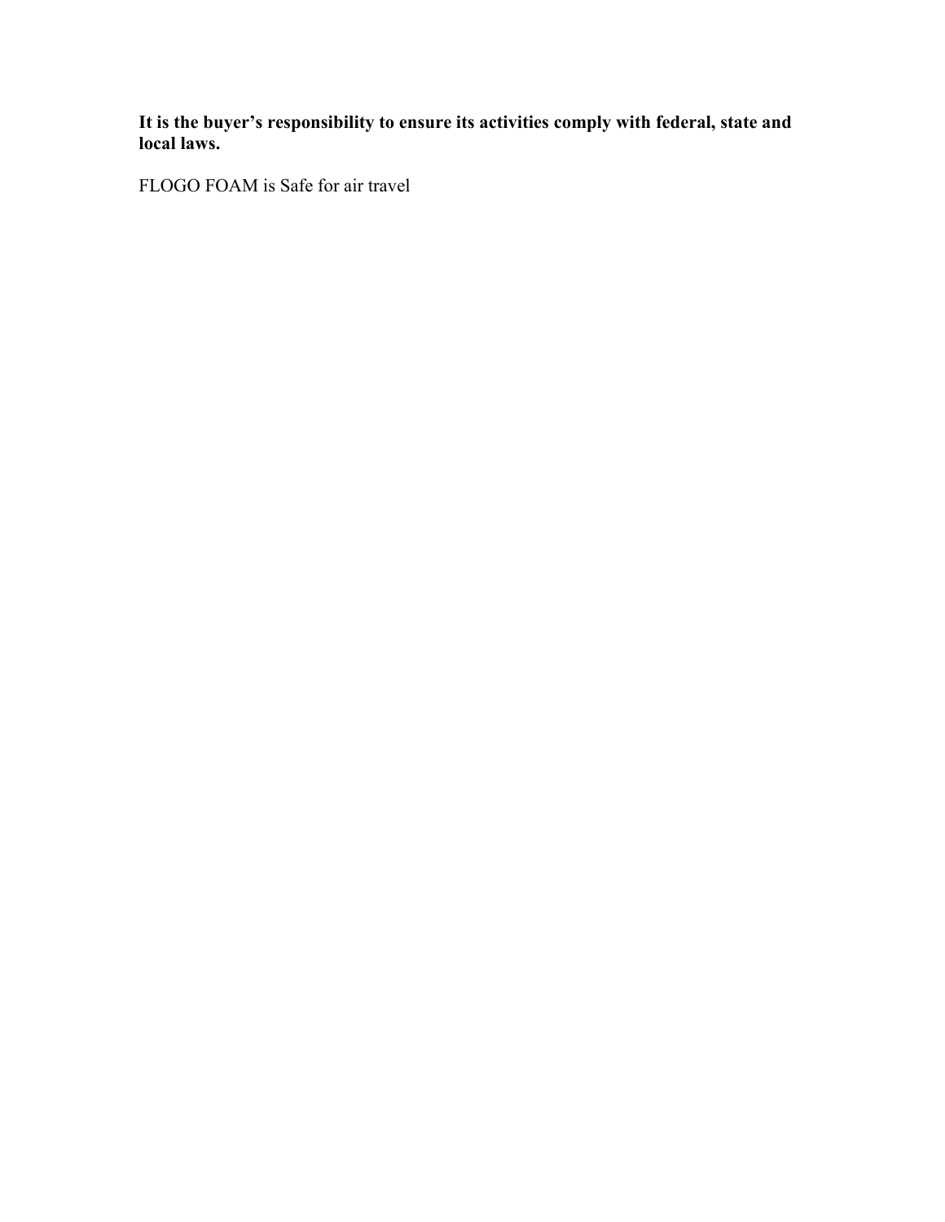**It is the buyer's responsibility to ensure its activities comply with federal, state and local laws.**

FLOGO FOAM is Safe for air travel